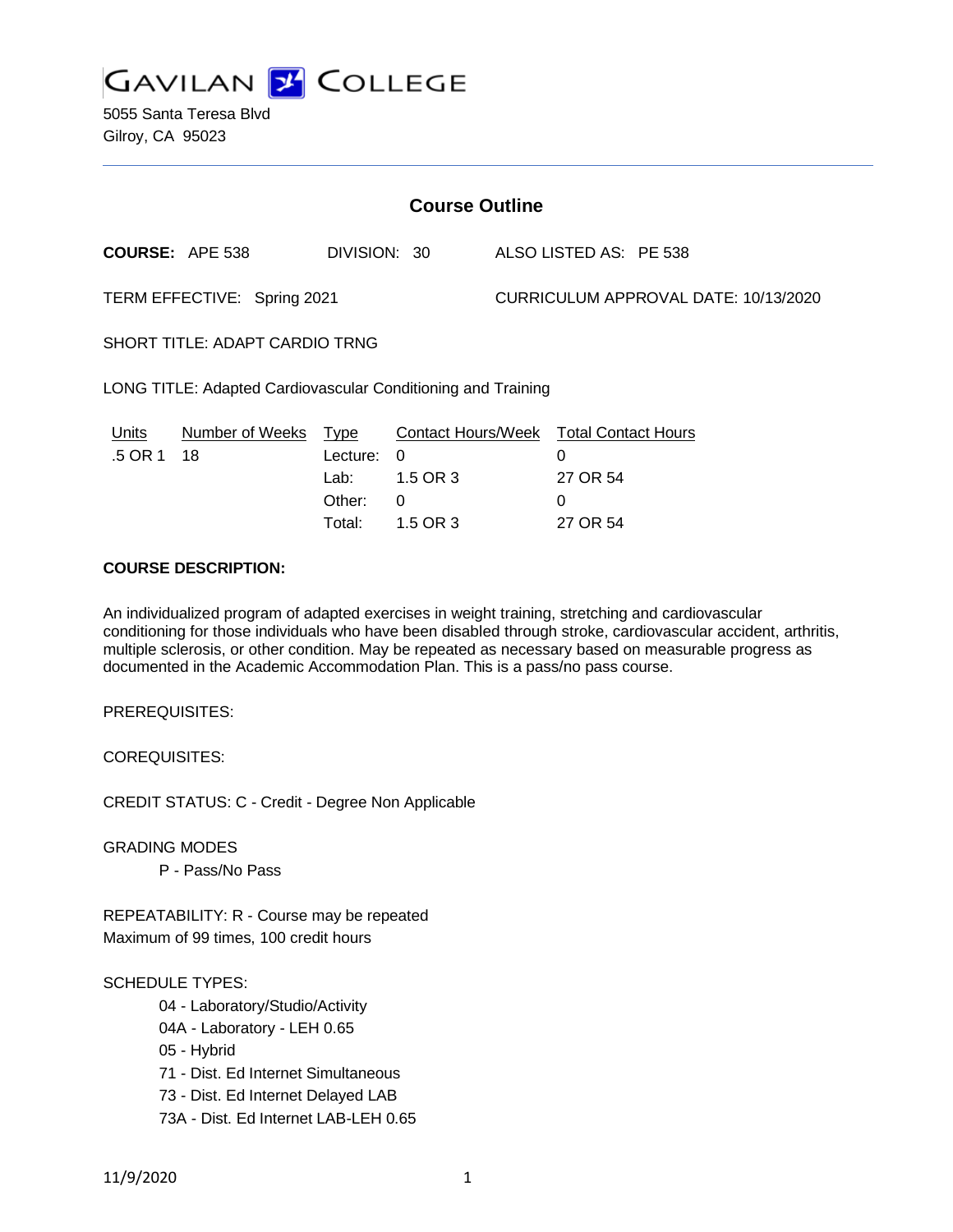# GAVILAN COLLEGE

5055 Santa Teresa Blvd
Gilroy, CA 95023

## Course Outline

**COURSE:** APE 538 DIVISION: 30 ALSO LISTED AS: PE 538

TERM EFFECTIVE: Spring 2021 CURRICULUM APPROVAL DATE: 10/13/2020

SHORT TITLE: ADAPT CARDIO TRNG

LONG TITLE: Adapted Cardiovascular Conditioning and Training

| Units | Number of Weeks | Type | Contact Hours/Week | Total Contact Hours |
|---|---|---|---|---|
| .5 OR 1 | 18 | Lecture: | 0 | 0 |
| | | Lab: | 1.5 OR 3 | 27 OR 54 |
| | | Other: | 0 | 0 |
| | | Total: | 1.5 OR 3 | 27 OR 54 |

**COURSE DESCRIPTION:**

An individualized program of adapted exercises in weight training, stretching and cardiovascular conditioning for those individuals who have been disabled through stroke, cardiovascular accident, arthritis, multiple sclerosis, or other condition. May be repeated as necessary based on measurable progress as documented in the Academic Accommodation Plan. This is a pass/no pass course.

PREREQUISITES:

COREQUISITES:

CREDIT STATUS: C - Credit - Degree Non Applicable

GRADING MODES

- P - Pass/No Pass

REPEATABILITY: R - Course may be repeated
Maximum of 99 times, 100 credit hours

SCHEDULE TYPES:

- 04 - Laboratory/Studio/Activity
- 04A - Laboratory - LEH 0.65
- 05 - Hybrid
- 71 - Dist. Ed Internet Simultaneous
- 73 - Dist. Ed Internet Delayed LAB
- 73A - Dist. Ed Internet LAB-LEH 0.65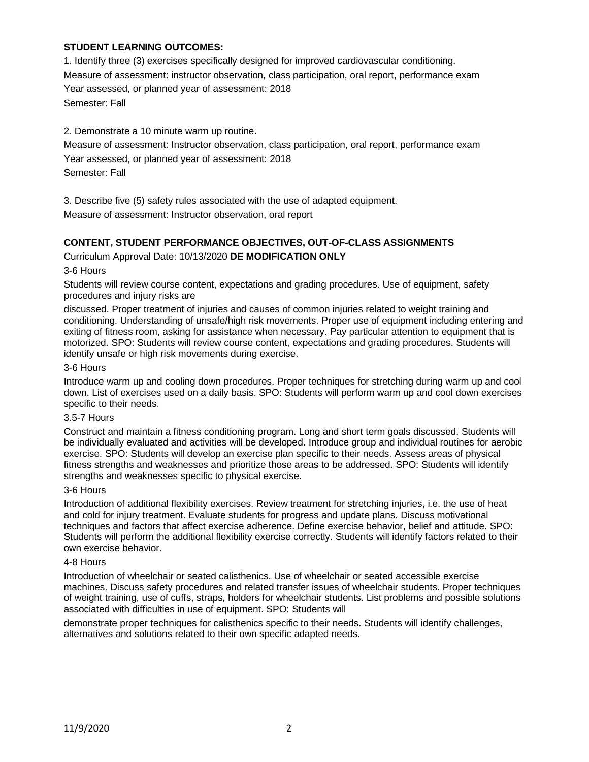**STUDENT LEARNING OUTCOMES:**

1. Identify three (3) exercises specifically designed for improved cardiovascular conditioning.
Measure of assessment: instructor observation, class participation, oral report, performance exam
Year assessed, or planned year of assessment: 2018
Semester: Fall

2. Demonstrate a 10 minute warm up routine.
Measure of assessment: Instructor observation, class participation, oral report, performance exam
Year assessed, or planned year of assessment: 2018
Semester: Fall

3. Describe five (5) safety rules associated with the use of adapted equipment.
Measure of assessment: Instructor observation, oral report

**CONTENT, STUDENT PERFORMANCE OBJECTIVES, OUT-OF-CLASS ASSIGNMENTS**

Curriculum Approval Date: 10/13/2020 **DE MODIFICATION ONLY**

3-6 Hours

Students will review course content, expectations and grading procedures. Use of equipment, safety procedures and injury risks are discussed. Proper treatment of injuries and causes of common injuries related to weight training and conditioning. Understanding of unsafe/high risk movements. Proper use of equipment including entering and exiting of fitness room, asking for assistance when necessary. Pay particular attention to equipment that is motorized. SPO: Students will review course content, expectations and grading procedures. Students will identify unsafe or high risk movements during exercise.

3-6 Hours

Introduce warm up and cooling down procedures. Proper techniques for stretching during warm up and cool down. List of exercises used on a daily basis. SPO: Students will perform warm up and cool down exercises specific to their needs.

3.5-7 Hours

Construct and maintain a fitness conditioning program. Long and short term goals discussed. Students will be individually evaluated and activities will be developed. Introduce group and individual routines for aerobic exercise. SPO: Students will develop an exercise plan specific to their needs. Assess areas of physical fitness strengths and weaknesses and prioritize those areas to be addressed. SPO: Students will identify strengths and weaknesses specific to physical exercise.

3-6 Hours

Introduction of additional flexibility exercises. Review treatment for stretching injuries, i.e. the use of heat and cold for injury treatment. Evaluate students for progress and update plans. Discuss motivational techniques and factors that affect exercise adherence. Define exercise behavior, belief and attitude. SPO: Students will perform the additional flexibility exercise correctly. Students will identify factors related to their own exercise behavior.

4-8 Hours

Introduction of wheelchair or seated calisthenics. Use of wheelchair or seated accessible exercise machines. Discuss safety procedures and related transfer issues of wheelchair students. Proper techniques of weight training, use of cuffs, straps, holders for wheelchair students. List problems and possible solutions associated with difficulties in use of equipment. SPO: Students will demonstrate proper techniques for calisthenics specific to their needs. Students will identify challenges, alternatives and solutions related to their own specific adapted needs.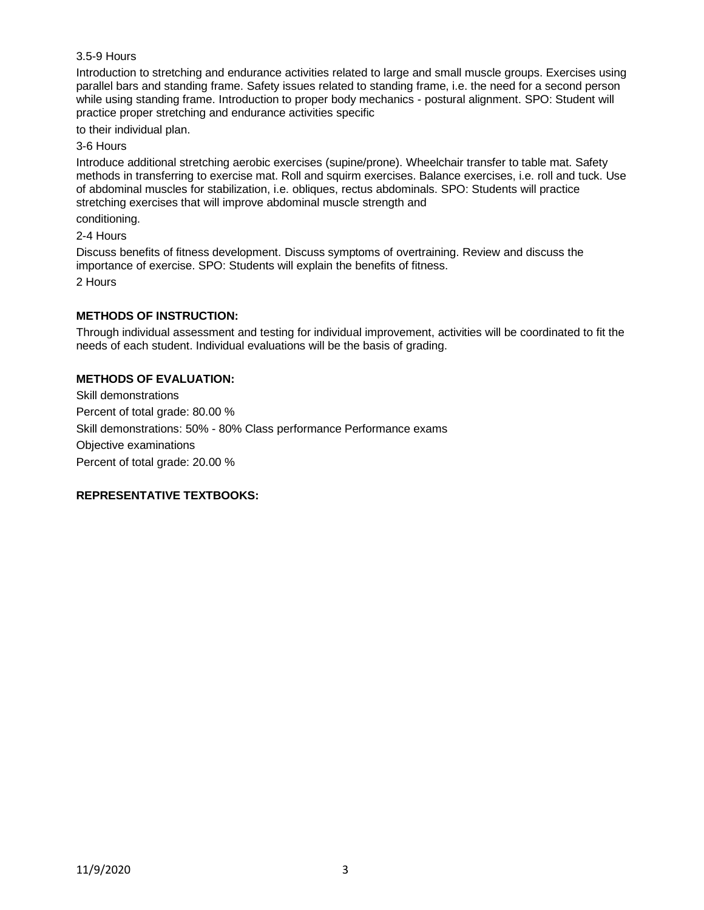3.5-9 Hours

Introduction to stretching and endurance activities related to large and small muscle groups. Exercises using parallel bars and standing frame. Safety issues related to standing frame, i.e. the need for a second person while using standing frame. Introduction to proper body mechanics - postural alignment. SPO: Student will practice proper stretching and endurance activities specific

to their individual plan.

3-6 Hours

Introduce additional stretching aerobic exercises (supine/prone). Wheelchair transfer to table mat. Safety methods in transferring to exercise mat. Roll and squirm exercises. Balance exercises, i.e. roll and tuck. Use of abdominal muscles for stabilization, i.e. obliques, rectus abdominals. SPO: Students will practice stretching exercises that will improve abdominal muscle strength and

conditioning.

2-4 Hours

Discuss benefits of fitness development. Discuss symptoms of overtraining. Review and discuss the importance of exercise. SPO: Students will explain the benefits of fitness.

2 Hours

**METHODS OF INSTRUCTION:**

Through individual assessment and testing for individual improvement, activities will be coordinated to fit the needs of each student. Individual evaluations will be the basis of grading.

**METHODS OF EVALUATION:**

Skill demonstrations

Percent of total grade: 80.00 %

Skill demonstrations: 50% - 80% Class performance Performance exams

Objective examinations

Percent of total grade: 20.00 %

**REPRESENTATIVE TEXTBOOKS:**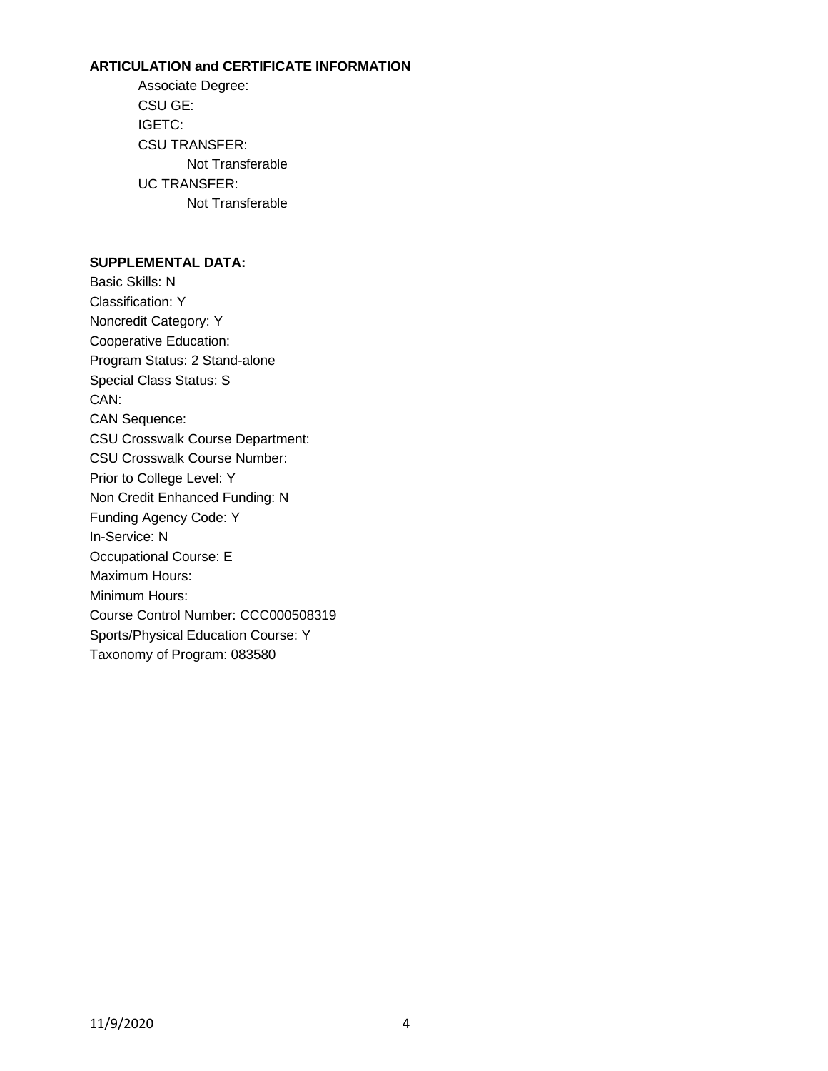**ARTICULATION and CERTIFICATE INFORMATION**

Associate Degree:

CSU GE:

IGETC:

CSU TRANSFER:

Not Transferable

UC TRANSFER:

Not Transferable

**SUPPLEMENTAL DATA:**

Basic Skills: N

Classification: Y

Noncredit Category: Y

Cooperative Education:

Program Status: 2 Stand-alone

Special Class Status: S

CAN:

CAN Sequence:

CSU Crosswalk Course Department:

CSU Crosswalk Course Number:

Prior to College Level: Y

Non Credit Enhanced Funding: N

Funding Agency Code: Y

In-Service: N

Occupational Course: E

Maximum Hours:

Minimum Hours:

Course Control Number: CCC000508319

Sports/Physical Education Course: Y

Taxonomy of Program: 083580